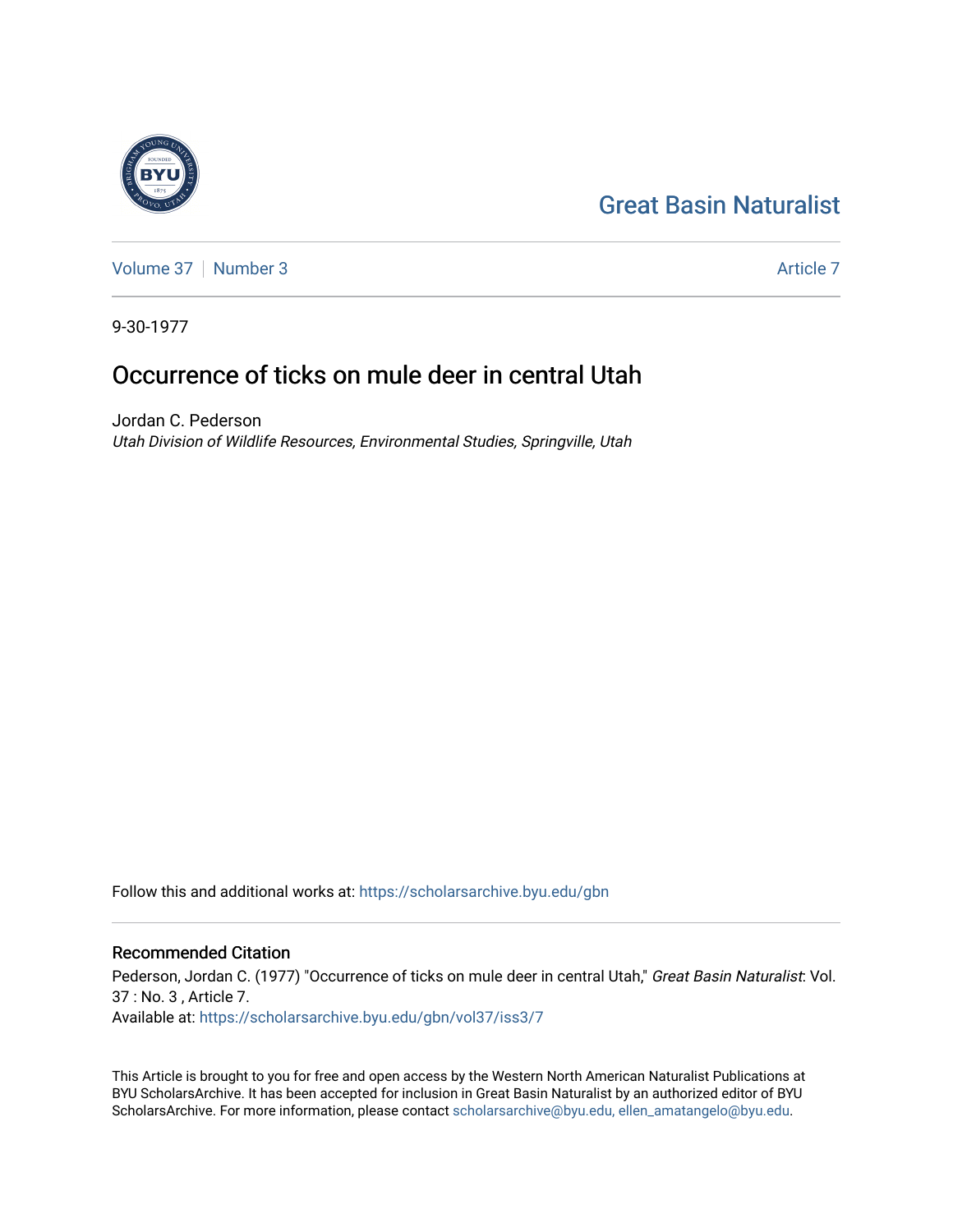Great Basin Naturalist

Volume 37 | Number 3 Article 7

9-30-1977

# Occurrence of ticks on mule deer in central Utah

Jordan C. Pederson
*Utah Division of Wildlife Resources, Environmental Studies, Springville, Utah*

Follow this and additional works at: https://scholarsarchive.byu.edu/gbn

## Recommended Citation

Pederson, Jordan C. (1977) "Occurrence of ticks on mule deer in central Utah," *Great Basin Naturalist*: Vol. 37 : No. 3 , Article 7.
Available at: https://scholarsarchive.byu.edu/gbn/vol37/iss3/7

This Article is brought to you for free and open access by the Western North American Naturalist Publications at BYU ScholarsArchive. It has been accepted for inclusion in Great Basin Naturalist by an authorized editor of BYU ScholarsArchive. For more information, please contact scholarsarchive@byu.edu, ellen_amatangelo@byu.edu.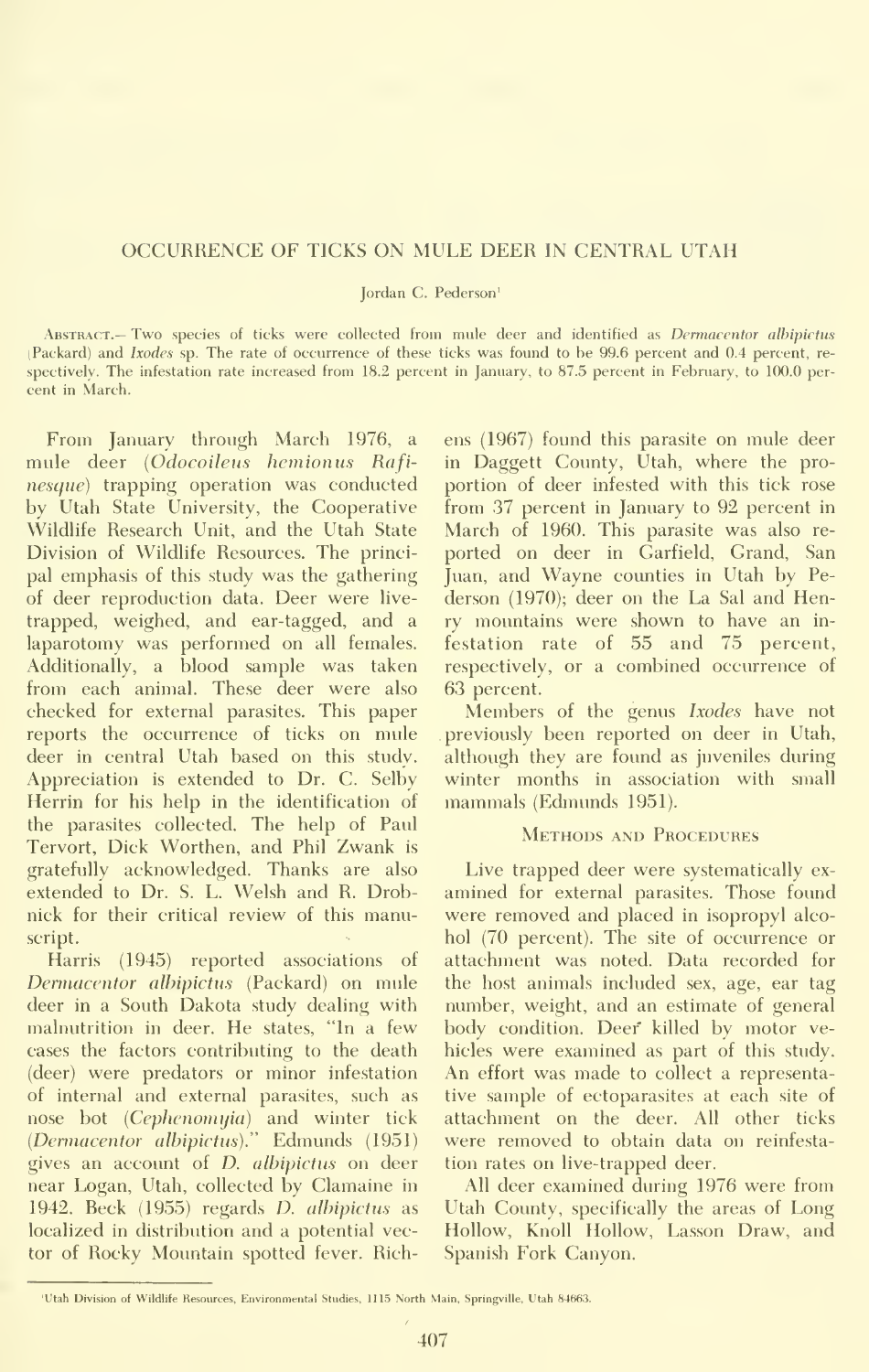# OCCURRENCE OF TICKS ON MULE DEER IN CENTRAL UTAH

Jordan C. Pederson[1]

Abstract.— Two species of ticks were collected from mule deer and identified as *Dermacentor albipictus* (Packard) and *Ixodes* sp. The rate of occurrence of these ticks was found to be 99.6 percent and 0.4 percent, respectively. The infestation rate increased from 18.2 percent in January, to 87.5 percent in February, to 100.0 percent in March.

From January through March 1976, a mule deer (*Odocoileus hemionus Rafinesque*) trapping operation was conducted by Utah State University, the Cooperative Wildlife Research Unit, and the Utah State Division of Wildlife Resources. The principal emphasis of this study was the gathering of deer reproduction data. Deer were live-trapped, weighed, and ear-tagged, and a laparotomy was performed on all females. Additionally, a blood sample was taken from each animal. These deer were also checked for external parasites. This paper reports the occurrence of ticks on mule deer in central Utah based on this study. Appreciation is extended to Dr. C. Selby Herrin for his help in the identification of the parasites collected. The help of Paul Tervort, Dick Worthen, and Phil Zwank is gratefully acknowledged. Thanks are also extended to Dr. S. L. Welsh and R. Drobnick for their critical review of this manuscript.

Harris (1945) reported associations of *Dermacentor albipictus* (Packard) on mule deer in a South Dakota study dealing with malnutrition in deer. He states, "In a few cases the factors contributing to the death (deer) were predators or minor infestation of internal and external parasites, such as nose bot (*Cephenomyia*) and winter tick (*Dermacentor albipictus*)." Edmunds (1951) gives an account of *D. albipictus* on deer near Logan, Utah, collected by Clamaine in 1942. Beck (1955) regards *D. albipictus* as localized in distribution and a potential vector of Rocky Mountain spotted fever. Richens (1967) found this parasite on mule deer in Daggett County, Utah, where the proportion of deer infested with this tick rose from 37 percent in January to 92 percent in March of 1960. This parasite was also reported on deer in Garfield, Grand, San Juan, and Wayne counties in Utah by Pederson (1970); deer on the La Sal and Henry mountains were shown to have an infestation rate of 55 and 75 percent, respectively, or a combined occurrence of 63 percent.

Members of the genus *Ixodes* have not previously been reported on deer in Utah, although they are found as juveniles during winter months in association with small mammals (Edmunds 1951).

## Methods and Procedures

Live trapped deer were systematically examined for external parasites. Those found were removed and placed in isopropyl alcohol (70 percent). The site of occurrence or attachment was noted. Data recorded for the host animals included sex, age, ear tag number, weight, and an estimate of general body condition. Deer killed by motor vehicles were examined as part of this study. An effort was made to collect a representative sample of ectoparasites at each site of attachment on the deer. All other ticks were removed to obtain data on reinfestation rates on live-trapped deer.

All deer examined during 1976 were from Utah County, specifically the areas of Long Hollow, Knoll Hollow, Lasson Draw, and Spanish Fork Canyon.

[1]Utah Division of Wildlife Resources, Environmental Studies, 1115 North Main, Springville, Utah 84663.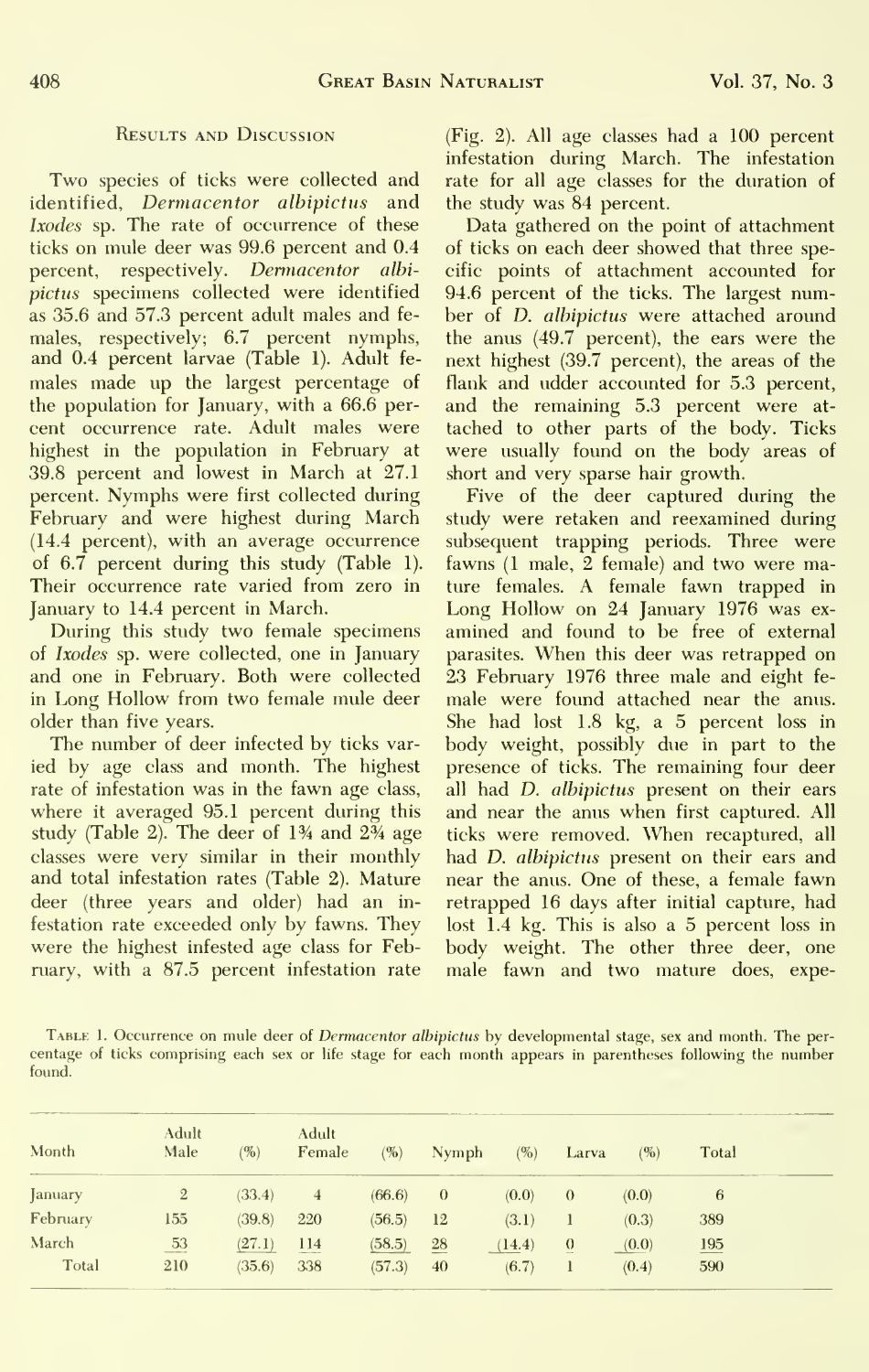## Results and Discussion

Two species of ticks were collected and identified, *Dermacentor albipictus* and *Ixodes* sp. The rate of occurrence of these ticks on mule deer was 99.6 percent and 0.4 percent, respectively. *Dermacentor albipictus* specimens collected were identified as 35.6 and 57.3 percent adult males and females, respectively; 6.7 percent nymphs, and 0.4 percent larvae (Table 1). Adult females made up the largest percentage of the population for January, with a 66.6 percent occurrence rate. Adult males were highest in the population in February at 39.8 percent and lowest in March at 27.1 percent. Nymphs were first collected during February and were highest during March (14.4 percent), with an average occurrence of 6.7 percent during this study (Table 1). Their occurrence rate varied from zero in January to 14.4 percent in March.

During this study two female specimens of *Ixodes* sp. were collected, one in January and one in February. Both were collected in Long Hollow from two female mule deer older than five years.

The number of deer infected by ticks varied by age class and month. The highest rate of infestation was in the fawn age class, where it averaged 95.1 percent during this study (Table 2). The deer of 1¾ and 2¾ age classes were very similar in their monthly and total infestation rates (Table 2). Mature deer (three years and older) had an infestation rate exceeded only by fawns. They were the highest infested age class for February, with a 87.5 percent infestation rate (Fig. 2). All age classes had a 100 percent infestation during March. The infestation rate for all age classes for the duration of the study was 84 percent.

Data gathered on the point of attachment of ticks on each deer showed that three specific points of attachment accounted for 94.6 percent of the ticks. The largest number of *D. albipictus* were attached around the anus (49.7 percent), the ears were the next highest (39.7 percent), the areas of the flank and udder accounted for 5.3 percent, and the remaining 5.3 percent were attached to other parts of the body. Ticks were usually found on the body areas of short and very sparse hair growth.

Five of the deer captured during the study were retaken and reexamined during subsequent trapping periods. Three were fawns (1 male, 2 female) and two were mature females. A female fawn trapped in Long Hollow on 24 January 1976 was examined and found to be free of external parasites. When this deer was retrapped on 23 February 1976 three male and eight female were found attached near the anus. She had lost 1.8 kg, a 5 percent loss in body weight, possibly due in part to the presence of ticks. The remaining four deer all had *D. albipictus* present on their ears and near the anus when first captured. All ticks were removed. When recaptured, all had *D. albipictus* present on their ears and near the anus. One of these, a female fawn retrapped 16 days after initial capture, had lost 1.4 kg. This is also a 5 percent loss in body weight. The other three deer, one male fawn and two mature does, expe-

Table 1. Occurrence on mule deer of *Dermacentor albipictus* by developmental stage, sex and month. The percentage of ticks comprising each sex or life stage for each month appears in parentheses following the number found.

| Month | Adult Male | (%) | Adult Female | (%) | Nymph | (%) | Larva | (%) | Total |
|---|---|---|---|---|---|---|---|---|---|
| January | 2 | (33.4) | 4 | (66.6) | 0 | (0.0) | 0 | (0.0) | 6 |
| February | 155 | (39.8) | 220 | (56.5) | 12 | (3.1) | 1 | (0.3) | 389 |
| March | 53 | (27.1) | 114 | (58.5) | 28 | (14.4) | 0 | (0.0) | 195 |
| Total | 210 | (35.6) | 338 | (57.3) | 40 | (6.7) | 1 | (0.4) | 590 |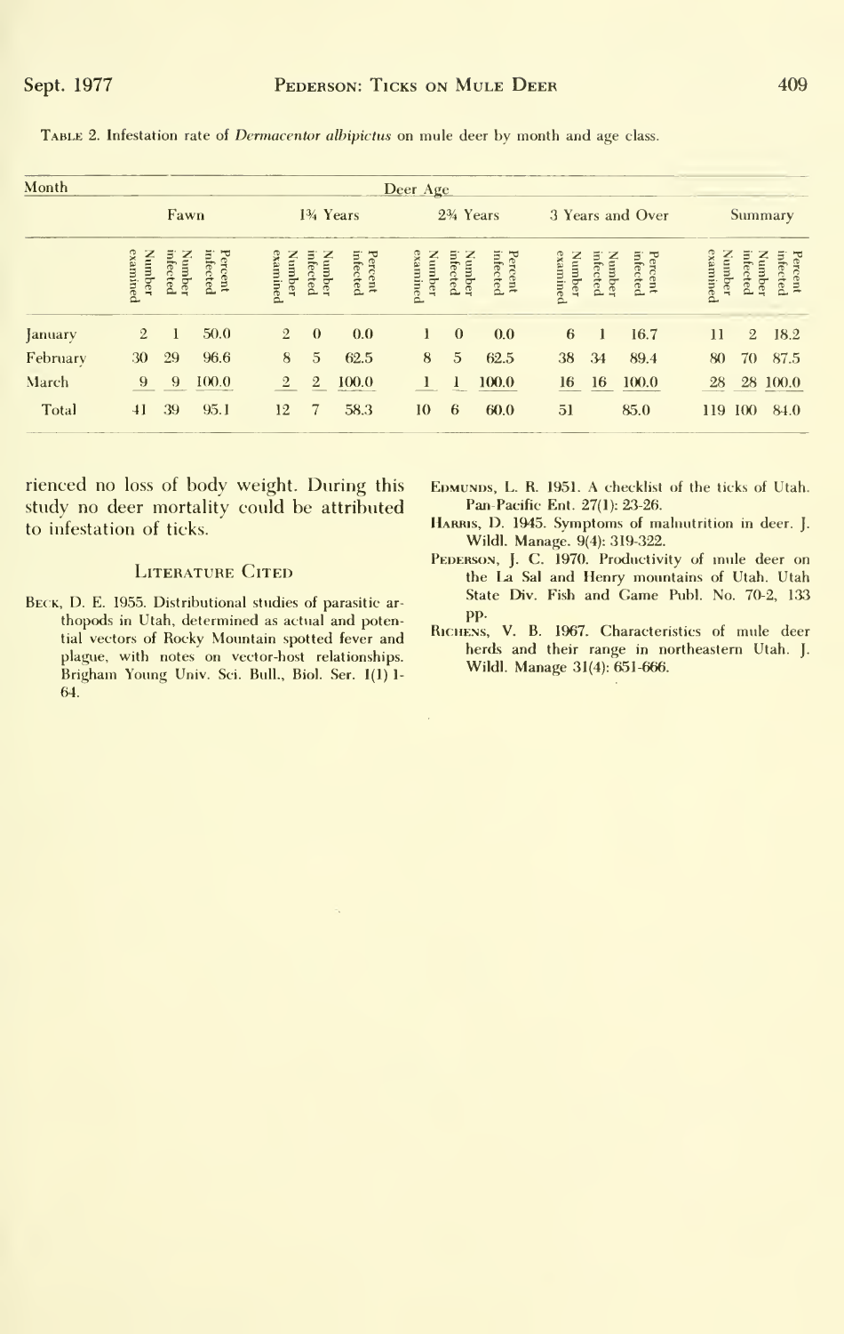Table 2. Infestation rate of *Dermacentor albipictus* on mule deer by month and age class.

| Month | Deer Age | | | | | | | | | | | | | | |
|---|---|---|---|---|---|---|---|---|---|---|---|---|---|---|---|
| | Fawn | | | 1¾ Years | | | 2¾ Years | | | 3 Years and Over | | | Summary | | |
| | Number examined | Number infected | Percent infected | Number examined | Number infected | Percent infected | Number examined | Number infected | Percent infected | Number examined | Number infected | Percent infected | Number examined | Number infected | Percent infected |
| January | 2 | 1 | 50.0 | 2 | 0 | 0.0 | 1 | 0 | 0.0 | 6 | 1 | 16.7 | 11 | 2 | 18.2 |
| February | 30 | 29 | 96.6 | 8 | 5 | 62.5 | 8 | 5 | 62.5 | 38 | 34 | 89.4 | 80 | 70 | 87.5 |
| March | 9 | 9 | 100.0 | 2 | 2 | 100.0 | 1 | 1 | 100.0 | 16 | 16 | 100.0 | 28 | 28 | 100.0 |
| Total | 41 | 39 | 95.1 | 12 | 7 | 58.3 | 10 | 6 | 60.0 | 51 | | 85.0 | 119 | 100 | 84.0 |

rienced no loss of body weight. During this study no deer mortality could be attributed to infestation of ticks.

## Literature Cited

Beck, D. E. 1955. Distributional studies of parasitic arthopods in Utah, determined as actual and potential vectors of Rocky Mountain spotted fever and plague, with notes on vector-host relationships. Brigham Young Univ. Sci. Bull., Biol. Ser. 1(1) 1-64.

Edmunds, L. R. 1951. A checklist of the ticks of Utah. Pan-Pacific Ent. 27(1): 23-26.

Harris, D. 1945. Symptoms of malnutrition in deer. J. Wildl. Manage. 9(4): 319-322.

Pederson, J. C. 1970. Productivity of mule deer on the La Sal and Henry mountains of Utah. Utah State Div. Fish and Game Publ. No. 70-2, 133 pp.

Richens, V. B. 1967. Characteristics of mule deer herds and their range in northeastern Utah. J. Wildl. Manage 31(4): 651-666.